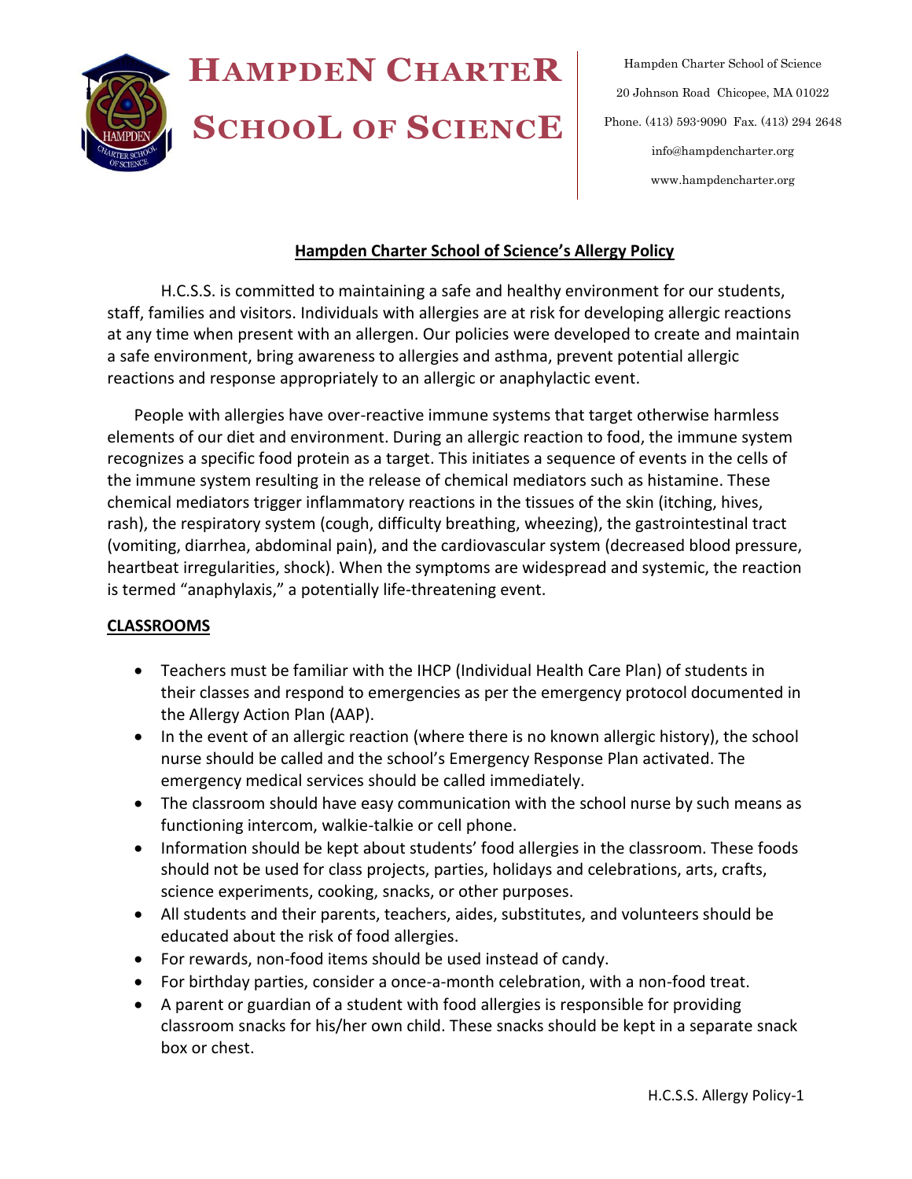# HAMPDEN CHARTER SCHOOL OF SCIENCE

Hampden Charter School of Science
20 Johnson Road Chicopee, MA 01022
Phone. (413) 593-9090 Fax. (413) 294 2648
info@hampdencharter.org
www.hampdencharter.org

## Hampden Charter School of Science's Allergy Policy

H.C.S.S. is committed to maintaining a safe and healthy environment for our students, staff, families and visitors. Individuals with allergies are at risk for developing allergic reactions at any time when present with an allergen. Our policies were developed to create and maintain a safe environment, bring awareness to allergies and asthma, prevent potential allergic reactions and response appropriately to an allergic or anaphylactic event.

People with allergies have over-reactive immune systems that target otherwise harmless elements of our diet and environment. During an allergic reaction to food, the immune system recognizes a specific food protein as a target. This initiates a sequence of events in the cells of the immune system resulting in the release of chemical mediators such as histamine. These chemical mediators trigger inflammatory reactions in the tissues of the skin (itching, hives, rash), the respiratory system (cough, difficulty breathing, wheezing), the gastrointestinal tract (vomiting, diarrhea, abdominal pain), and the cardiovascular system (decreased blood pressure, heartbeat irregularities, shock). When the symptoms are widespread and systemic, the reaction is termed "anaphylaxis," a potentially life-threatening event.

### CLASSROOMS

- Teachers must be familiar with the IHCP (Individual Health Care Plan) of students in their classes and respond to emergencies as per the emergency protocol documented in the Allergy Action Plan (AAP).
- In the event of an allergic reaction (where there is no known allergic history), the school nurse should be called and the school's Emergency Response Plan activated. The emergency medical services should be called immediately.
- The classroom should have easy communication with the school nurse by such means as functioning intercom, walkie-talkie or cell phone.
- Information should be kept about students' food allergies in the classroom. These foods should not be used for class projects, parties, holidays and celebrations, arts, crafts, science experiments, cooking, snacks, or other purposes.
- All students and their parents, teachers, aides, substitutes, and volunteers should be educated about the risk of food allergies.
- For rewards, non-food items should be used instead of candy.
- For birthday parties, consider a once-a-month celebration, with a non-food treat.
- A parent or guardian of a student with food allergies is responsible for providing classroom snacks for his/her own child. These snacks should be kept in a separate snack box or chest.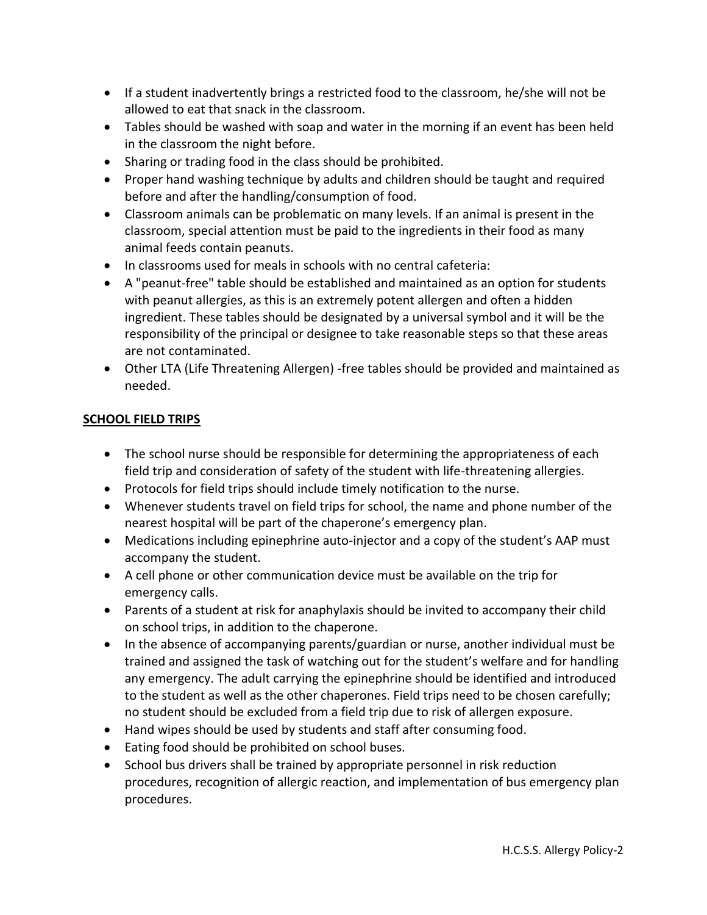- If a student inadvertently brings a restricted food to the classroom, he/she will not be allowed to eat that snack in the classroom.
- Tables should be washed with soap and water in the morning if an event has been held in the classroom the night before.
- Sharing or trading food in the class should be prohibited.
- Proper hand washing technique by adults and children should be taught and required before and after the handling/consumption of food.
- Classroom animals can be problematic on many levels. If an animal is present in the classroom, special attention must be paid to the ingredients in their food as many animal feeds contain peanuts.
- In classrooms used for meals in schools with no central cafeteria:
- A "peanut-free" table should be established and maintained as an option for students with peanut allergies, as this is an extremely potent allergen and often a hidden ingredient. These tables should be designated by a universal symbol and it will be the responsibility of the principal or designee to take reasonable steps so that these areas are not contaminated.
- Other LTA (Life Threatening Allergen) -free tables should be provided and maintained as needed.

**SCHOOL FIELD TRIPS**

- The school nurse should be responsible for determining the appropriateness of each field trip and consideration of safety of the student with life-threatening allergies.
- Protocols for field trips should include timely notification to the nurse.
- Whenever students travel on field trips for school, the name and phone number of the nearest hospital will be part of the chaperone's emergency plan.
- Medications including epinephrine auto-injector and a copy of the student's AAP must accompany the student.
- A cell phone or other communication device must be available on the trip for emergency calls.
- Parents of a student at risk for anaphylaxis should be invited to accompany their child on school trips, in addition to the chaperone.
- In the absence of accompanying parents/guardian or nurse, another individual must be trained and assigned the task of watching out for the student's welfare and for handling any emergency. The adult carrying the epinephrine should be identified and introduced to the student as well as the other chaperones. Field trips need to be chosen carefully; no student should be excluded from a field trip due to risk of allergen exposure.
- Hand wipes should be used by students and staff after consuming food.
- Eating food should be prohibited on school buses.
- School bus drivers shall be trained by appropriate personnel in risk reduction procedures, recognition of allergic reaction, and implementation of bus emergency plan procedures.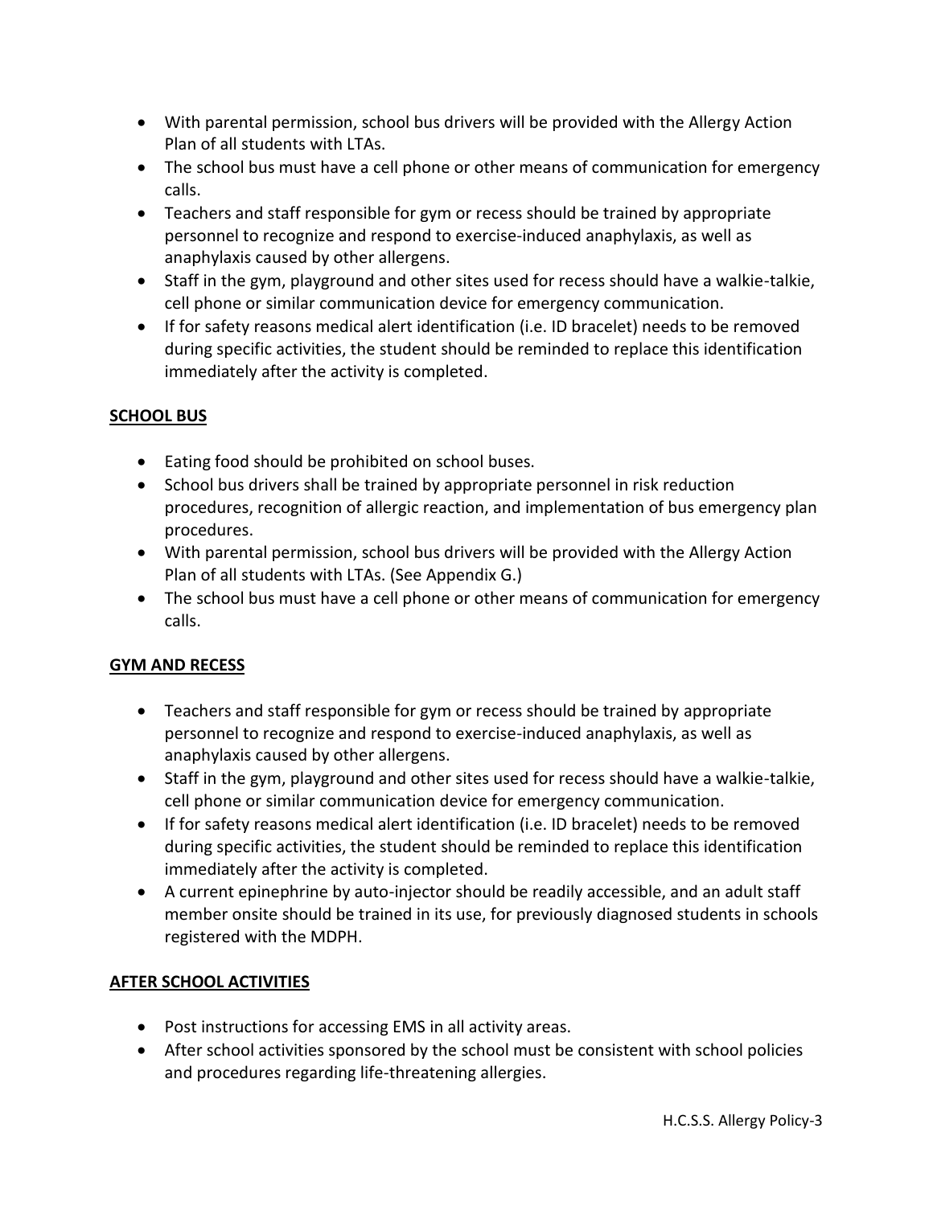- With parental permission, school bus drivers will be provided with the Allergy Action Plan of all students with LTAs.
- The school bus must have a cell phone or other means of communication for emergency calls.
- Teachers and staff responsible for gym or recess should be trained by appropriate personnel to recognize and respond to exercise-induced anaphylaxis, as well as anaphylaxis caused by other allergens.
- Staff in the gym, playground and other sites used for recess should have a walkie-talkie, cell phone or similar communication device for emergency communication.
- If for safety reasons medical alert identification (i.e. ID bracelet) needs to be removed during specific activities, the student should be reminded to replace this identification immediately after the activity is completed.

## SCHOOL BUS

- Eating food should be prohibited on school buses.
- School bus drivers shall be trained by appropriate personnel in risk reduction procedures, recognition of allergic reaction, and implementation of bus emergency plan procedures.
- With parental permission, school bus drivers will be provided with the Allergy Action Plan of all students with LTAs. (See Appendix G.)
- The school bus must have a cell phone or other means of communication for emergency calls.

## GYM AND RECESS

- Teachers and staff responsible for gym or recess should be trained by appropriate personnel to recognize and respond to exercise-induced anaphylaxis, as well as anaphylaxis caused by other allergens.
- Staff in the gym, playground and other sites used for recess should have a walkie-talkie, cell phone or similar communication device for emergency communication.
- If for safety reasons medical alert identification (i.e. ID bracelet) needs to be removed during specific activities, the student should be reminded to replace this identification immediately after the activity is completed.
- A current epinephrine by auto-injector should be readily accessible, and an adult staff member onsite should be trained in its use, for previously diagnosed students in schools registered with the MDPH.

## AFTER SCHOOL ACTIVITIES

- Post instructions for accessing EMS in all activity areas.
- After school activities sponsored by the school must be consistent with school policies and procedures regarding life-threatening allergies.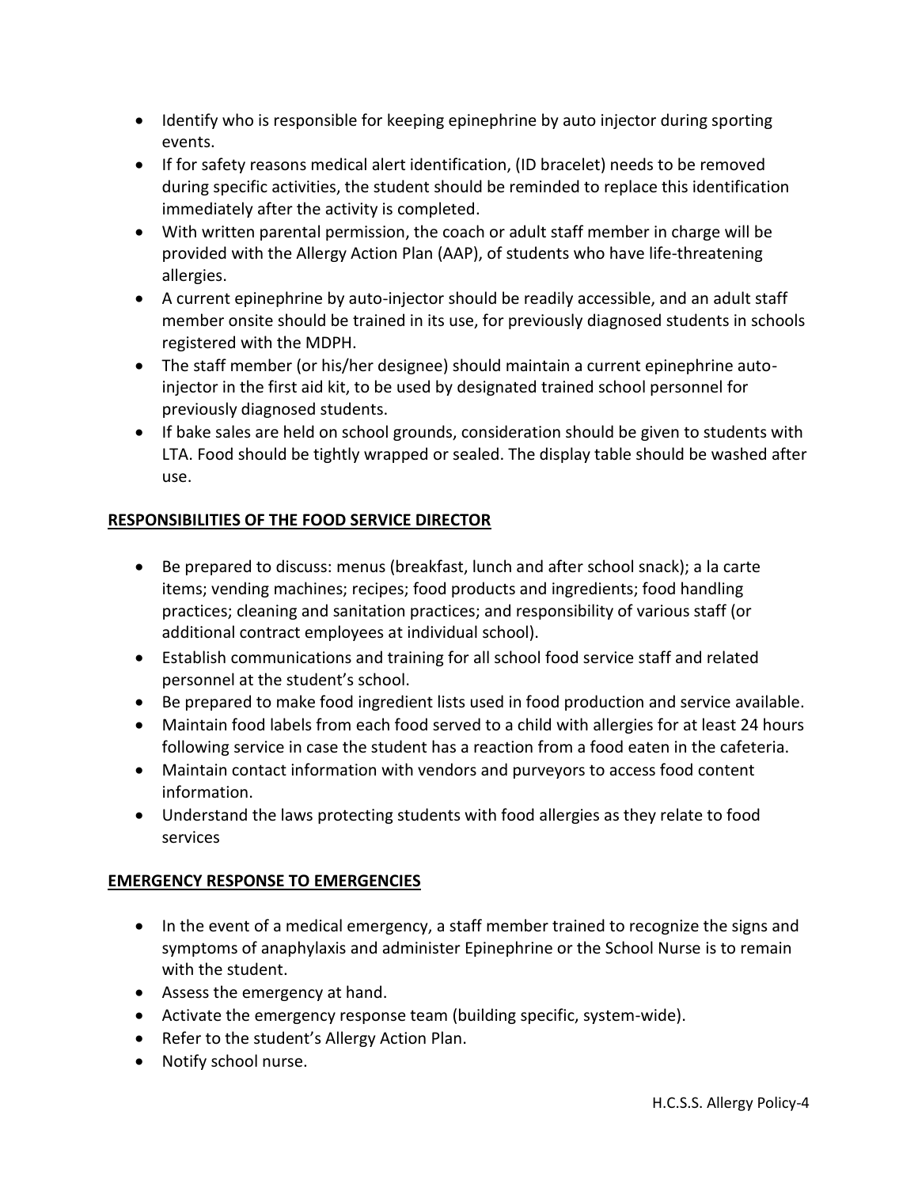- Identify who is responsible for keeping epinephrine by auto injector during sporting events.
- If for safety reasons medical alert identification, (ID bracelet) needs to be removed during specific activities, the student should be reminded to replace this identification immediately after the activity is completed.
- With written parental permission, the coach or adult staff member in charge will be provided with the Allergy Action Plan (AAP), of students who have life-threatening allergies.
- A current epinephrine by auto-injector should be readily accessible, and an adult staff member onsite should be trained in its use, for previously diagnosed students in schools registered with the MDPH.
- The staff member (or his/her designee) should maintain a current epinephrine auto-injector in the first aid kit, to be used by designated trained school personnel for previously diagnosed students.
- If bake sales are held on school grounds, consideration should be given to students with LTA. Food should be tightly wrapped or sealed. The display table should be washed after use.

**RESPONSIBILITIES OF THE FOOD SERVICE DIRECTOR**

- Be prepared to discuss: menus (breakfast, lunch and after school snack); a la carte items; vending machines; recipes; food products and ingredients; food handling practices; cleaning and sanitation practices; and responsibility of various staff (or additional contract employees at individual school).
- Establish communications and training for all school food service staff and related personnel at the student's school.
- Be prepared to make food ingredient lists used in food production and service available.
- Maintain food labels from each food served to a child with allergies for at least 24 hours following service in case the student has a reaction from a food eaten in the cafeteria.
- Maintain contact information with vendors and purveyors to access food content information.
- Understand the laws protecting students with food allergies as they relate to food services

**EMERGENCY RESPONSE TO EMERGENCIES**

- In the event of a medical emergency, a staff member trained to recognize the signs and symptoms of anaphylaxis and administer Epinephrine or the School Nurse is to remain with the student.
- Assess the emergency at hand.
- Activate the emergency response team (building specific, system-wide).
- Refer to the student's Allergy Action Plan.
- Notify school nurse.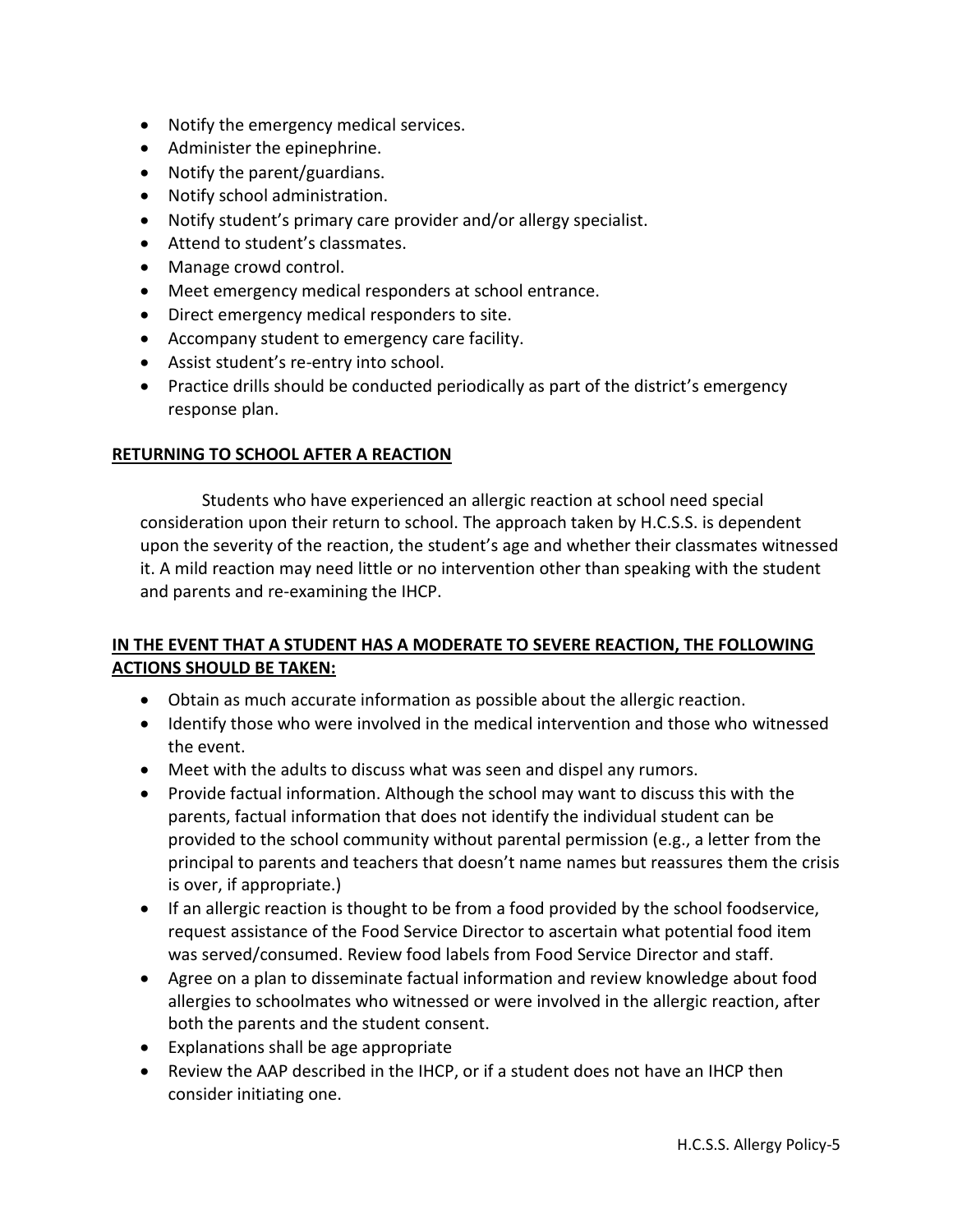- Notify the emergency medical services.
- Administer the epinephrine.
- Notify the parent/guardians.
- Notify school administration.
- Notify student's primary care provider and/or allergy specialist.
- Attend to student's classmates.
- Manage crowd control.
- Meet emergency medical responders at school entrance.
- Direct emergency medical responders to site.
- Accompany student to emergency care facility.
- Assist student's re-entry into school.
- Practice drills should be conducted periodically as part of the district's emergency response plan.

**RETURNING TO SCHOOL AFTER A REACTION**

Students who have experienced an allergic reaction at school need special consideration upon their return to school. The approach taken by H.C.S.S. is dependent upon the severity of the reaction, the student's age and whether their classmates witnessed it. A mild reaction may need little or no intervention other than speaking with the student and parents and re-examining the IHCP.

**IN THE EVENT THAT A STUDENT HAS A MODERATE TO SEVERE REACTION, THE FOLLOWING ACTIONS SHOULD BE TAKEN:**

- Obtain as much accurate information as possible about the allergic reaction.
- Identify those who were involved in the medical intervention and those who witnessed the event.
- Meet with the adults to discuss what was seen and dispel any rumors.
- Provide factual information. Although the school may want to discuss this with the parents, factual information that does not identify the individual student can be provided to the school community without parental permission (e.g., a letter from the principal to parents and teachers that doesn't name names but reassures them the crisis is over, if appropriate.)
- If an allergic reaction is thought to be from a food provided by the school foodservice, request assistance of the Food Service Director to ascertain what potential food item was served/consumed. Review food labels from Food Service Director and staff.
- Agree on a plan to disseminate factual information and review knowledge about food allergies to schoolmates who witnessed or were involved in the allergic reaction, after both the parents and the student consent.
- Explanations shall be age appropriate
- Review the AAP described in the IHCP, or if a student does not have an IHCP then consider initiating one.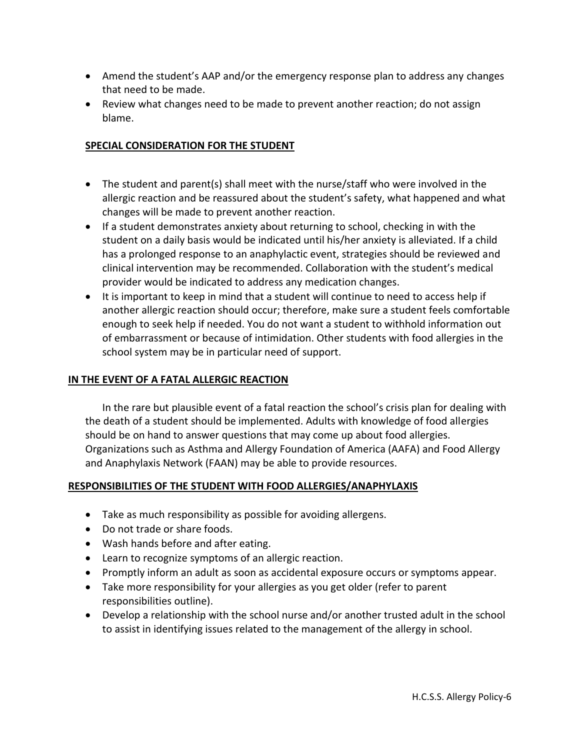- Amend the student's AAP and/or the emergency response plan to address any changes that need to be made.
- Review what changes need to be made to prevent another reaction; do not assign blame.

## SPECIAL CONSIDERATION FOR THE STUDENT

- The student and parent(s) shall meet with the nurse/staff who were involved in the allergic reaction and be reassured about the student's safety, what happened and what changes will be made to prevent another reaction.
- If a student demonstrates anxiety about returning to school, checking in with the student on a daily basis would be indicated until his/her anxiety is alleviated. If a child has a prolonged response to an anaphylactic event, strategies should be reviewed and clinical intervention may be recommended. Collaboration with the student's medical provider would be indicated to address any medication changes.
- It is important to keep in mind that a student will continue to need to access help if another allergic reaction should occur; therefore, make sure a student feels comfortable enough to seek help if needed. You do not want a student to withhold information out of embarrassment or because of intimidation. Other students with food allergies in the school system may be in particular need of support.

## IN THE EVENT OF A FATAL ALLERGIC REACTION

In the rare but plausible event of a fatal reaction the school's crisis plan for dealing with the death of a student should be implemented. Adults with knowledge of food allergies should be on hand to answer questions that may come up about food allergies. Organizations such as Asthma and Allergy Foundation of America (AAFA) and Food Allergy and Anaphylaxis Network (FAAN) may be able to provide resources.

## RESPONSIBILITIES OF THE STUDENT WITH FOOD ALLERGIES/ANAPHYLAXIS

- Take as much responsibility as possible for avoiding allergens.
- Do not trade or share foods.
- Wash hands before and after eating.
- Learn to recognize symptoms of an allergic reaction.
- Promptly inform an adult as soon as accidental exposure occurs or symptoms appear.
- Take more responsibility for your allergies as you get older (refer to parent responsibilities outline).
- Develop a relationship with the school nurse and/or another trusted adult in the school to assist in identifying issues related to the management of the allergy in school.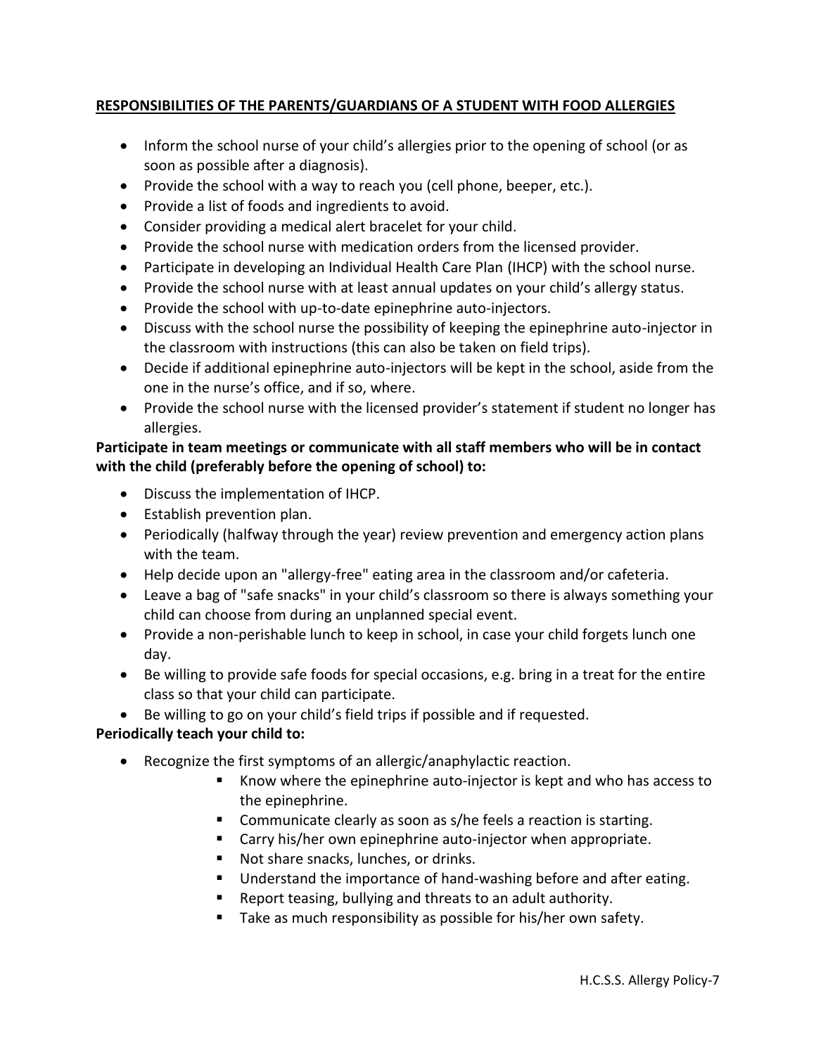## RESPONSIBILITIES OF THE PARENTS/GUARDIANS OF A STUDENT WITH FOOD ALLERGIES

- Inform the school nurse of your child's allergies prior to the opening of school (or as soon as possible after a diagnosis).
- Provide the school with a way to reach you (cell phone, beeper, etc.).
- Provide a list of foods and ingredients to avoid.
- Consider providing a medical alert bracelet for your child.
- Provide the school nurse with medication orders from the licensed provider.
- Participate in developing an Individual Health Care Plan (IHCP) with the school nurse.
- Provide the school nurse with at least annual updates on your child's allergy status.
- Provide the school with up-to-date epinephrine auto-injectors.
- Discuss with the school nurse the possibility of keeping the epinephrine auto-injector in the classroom with instructions (this can also be taken on field trips).
- Decide if additional epinephrine auto-injectors will be kept in the school, aside from the one in the nurse's office, and if so, where.
- Provide the school nurse with the licensed provider's statement if student no longer has allergies.

**Participate in team meetings or communicate with all staff members who will be in contact with the child (preferably before the opening of school) to:**

- Discuss the implementation of IHCP.
- Establish prevention plan.
- Periodically (halfway through the year) review prevention and emergency action plans with the team.
- Help decide upon an "allergy-free" eating area in the classroom and/or cafeteria.
- Leave a bag of "safe snacks" in your child's classroom so there is always something your child can choose from during an unplanned special event.
- Provide a non-perishable lunch to keep in school, in case your child forgets lunch one day.
- Be willing to provide safe foods for special occasions, e.g. bring in a treat for the entire class so that your child can participate.
- Be willing to go on your child's field trips if possible and if requested.

**Periodically teach your child to:**

- Recognize the first symptoms of an allergic/anaphylactic reaction.
  - Know where the epinephrine auto-injector is kept and who has access to the epinephrine.
  - Communicate clearly as soon as s/he feels a reaction is starting.
  - Carry his/her own epinephrine auto-injector when appropriate.
  - Not share snacks, lunches, or drinks.
  - Understand the importance of hand-washing before and after eating.
  - Report teasing, bullying and threats to an adult authority.
  - Take as much responsibility as possible for his/her own safety.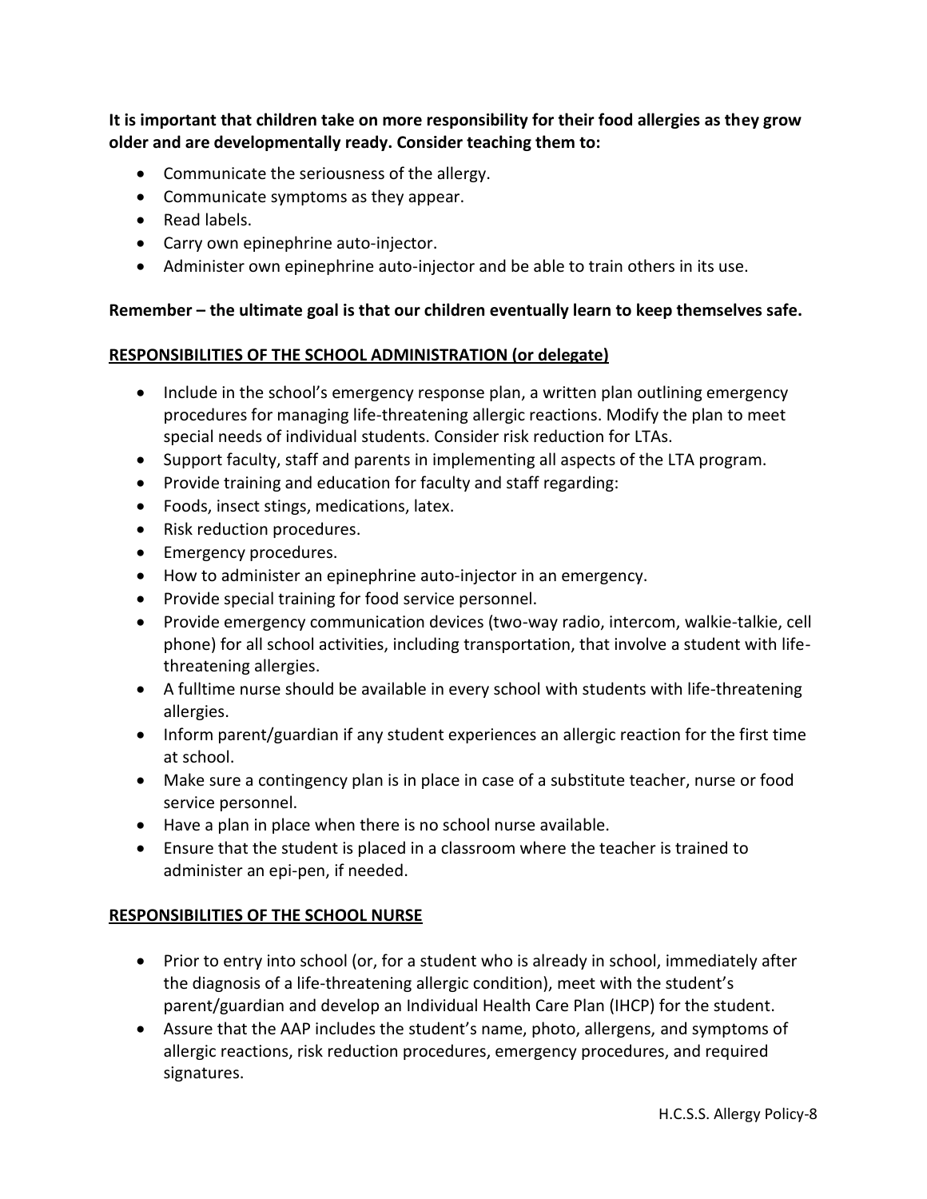**It is important that children take on more responsibility for their food allergies as they grow older and are developmentally ready. Consider teaching them to:**

- Communicate the seriousness of the allergy.
- Communicate symptoms as they appear.
- Read labels.
- Carry own epinephrine auto-injector.
- Administer own epinephrine auto-injector and be able to train others in its use.

**Remember – the ultimate goal is that our children eventually learn to keep themselves safe.**

**<u>RESPONSIBILITIES OF THE SCHOOL ADMINISTRATION (or delegate)</u>**

- Include in the school's emergency response plan, a written plan outlining emergency procedures for managing life-threatening allergic reactions. Modify the plan to meet special needs of individual students. Consider risk reduction for LTAs.
- Support faculty, staff and parents in implementing all aspects of the LTA program.
- Provide training and education for faculty and staff regarding:
- Foods, insect stings, medications, latex.
- Risk reduction procedures.
- Emergency procedures.
- How to administer an epinephrine auto-injector in an emergency.
- Provide special training for food service personnel.
- Provide emergency communication devices (two-way radio, intercom, walkie-talkie, cell phone) for all school activities, including transportation, that involve a student with life-threatening allergies.
- A fulltime nurse should be available in every school with students with life-threatening allergies.
- Inform parent/guardian if any student experiences an allergic reaction for the first time at school.
- Make sure a contingency plan is in place in case of a substitute teacher, nurse or food service personnel.
- Have a plan in place when there is no school nurse available.
- Ensure that the student is placed in a classroom where the teacher is trained to administer an epi-pen, if needed.

**<u>RESPONSIBILITIES OF THE SCHOOL NURSE</u>**

- Prior to entry into school (or, for a student who is already in school, immediately after the diagnosis of a life-threatening allergic condition), meet with the student's parent/guardian and develop an Individual Health Care Plan (IHCP) for the student.
- Assure that the AAP includes the student's name, photo, allergens, and symptoms of allergic reactions, risk reduction procedures, emergency procedures, and required signatures.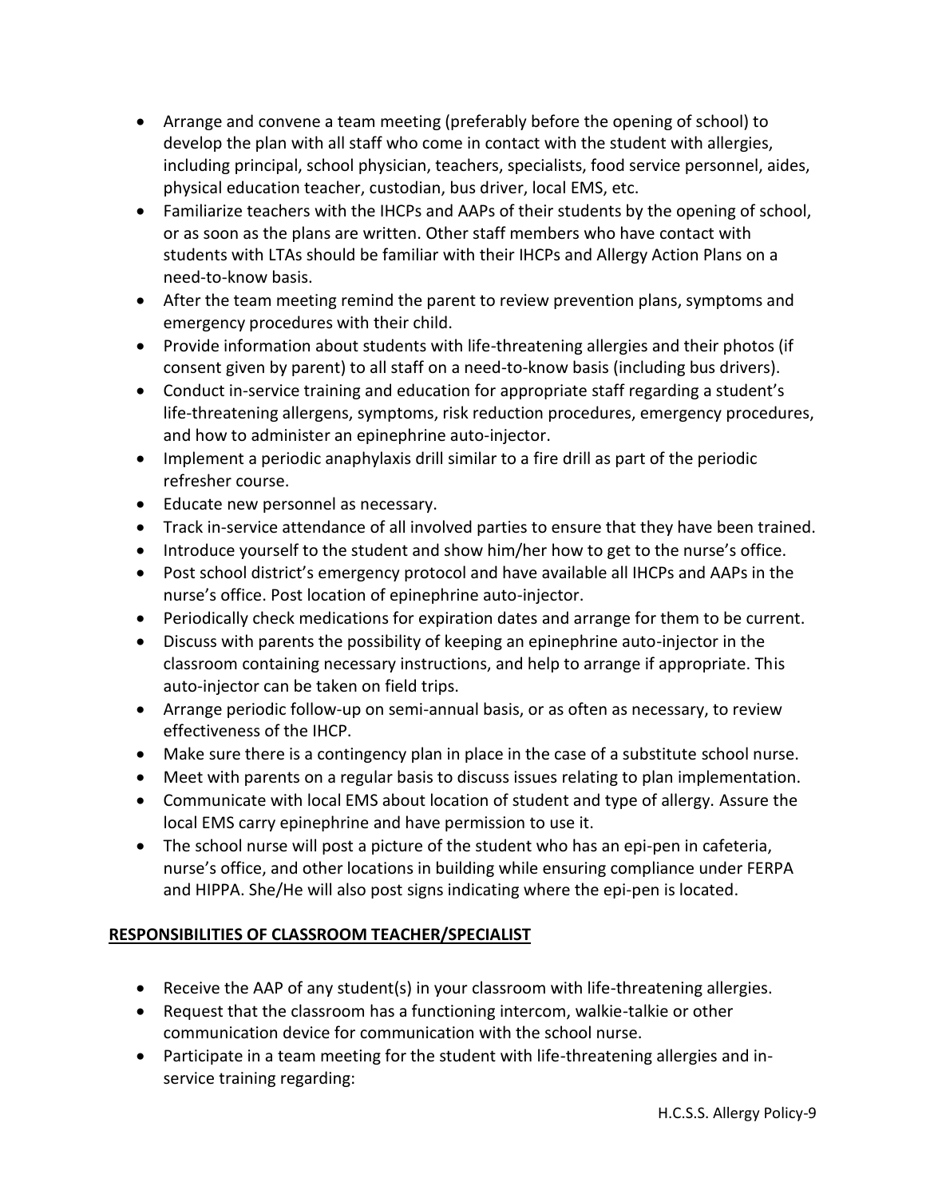- Arrange and convene a team meeting (preferably before the opening of school) to develop the plan with all staff who come in contact with the student with allergies, including principal, school physician, teachers, specialists, food service personnel, aides, physical education teacher, custodian, bus driver, local EMS, etc.
- Familiarize teachers with the IHCPs and AAPs of their students by the opening of school, or as soon as the plans are written. Other staff members who have contact with students with LTAs should be familiar with their IHCPs and Allergy Action Plans on a need-to-know basis.
- After the team meeting remind the parent to review prevention plans, symptoms and emergency procedures with their child.
- Provide information about students with life-threatening allergies and their photos (if consent given by parent) to all staff on a need-to-know basis (including bus drivers).
- Conduct in-service training and education for appropriate staff regarding a student's life-threatening allergens, symptoms, risk reduction procedures, emergency procedures, and how to administer an epinephrine auto-injector.
- Implement a periodic anaphylaxis drill similar to a fire drill as part of the periodic refresher course.
- Educate new personnel as necessary.
- Track in-service attendance of all involved parties to ensure that they have been trained.
- Introduce yourself to the student and show him/her how to get to the nurse's office.
- Post school district's emergency protocol and have available all IHCPs and AAPs in the nurse's office. Post location of epinephrine auto-injector.
- Periodically check medications for expiration dates and arrange for them to be current.
- Discuss with parents the possibility of keeping an epinephrine auto-injector in the classroom containing necessary instructions, and help to arrange if appropriate. This auto-injector can be taken on field trips.
- Arrange periodic follow-up on semi-annual basis, or as often as necessary, to review effectiveness of the IHCP.
- Make sure there is a contingency plan in place in the case of a substitute school nurse.
- Meet with parents on a regular basis to discuss issues relating to plan implementation.
- Communicate with local EMS about location of student and type of allergy. Assure the local EMS carry epinephrine and have permission to use it.
- The school nurse will post a picture of the student who has an epi-pen in cafeteria, nurse's office, and other locations in building while ensuring compliance under FERPA and HIPPA. She/He will also post signs indicating where the epi-pen is located.

## RESPONSIBILITIES OF CLASSROOM TEACHER/SPECIALIST

- Receive the AAP of any student(s) in your classroom with life-threatening allergies.
- Request that the classroom has a functioning intercom, walkie-talkie or other communication device for communication with the school nurse.
- Participate in a team meeting for the student with life-threatening allergies and in-service training regarding: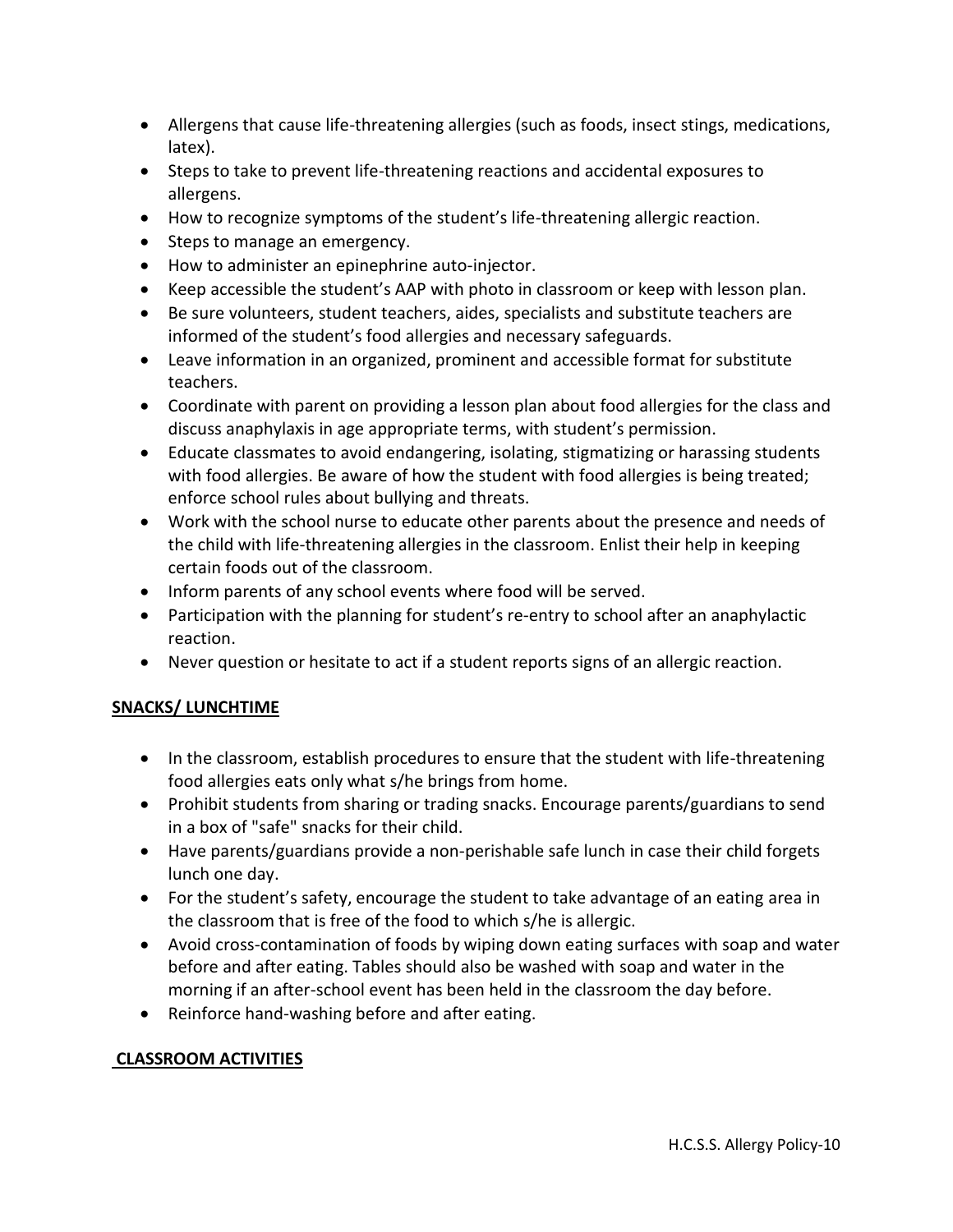- Allergens that cause life-threatening allergies (such as foods, insect stings, medications, latex).
- Steps to take to prevent life-threatening reactions and accidental exposures to allergens.
- How to recognize symptoms of the student's life-threatening allergic reaction.
- Steps to manage an emergency.
- How to administer an epinephrine auto-injector.
- Keep accessible the student's AAP with photo in classroom or keep with lesson plan.
- Be sure volunteers, student teachers, aides, specialists and substitute teachers are informed of the student's food allergies and necessary safeguards.
- Leave information in an organized, prominent and accessible format for substitute teachers.
- Coordinate with parent on providing a lesson plan about food allergies for the class and discuss anaphylaxis in age appropriate terms, with student's permission.
- Educate classmates to avoid endangering, isolating, stigmatizing or harassing students with food allergies. Be aware of how the student with food allergies is being treated; enforce school rules about bullying and threats.
- Work with the school nurse to educate other parents about the presence and needs of the child with life-threatening allergies in the classroom. Enlist their help in keeping certain foods out of the classroom.
- Inform parents of any school events where food will be served.
- Participation with the planning for student's re-entry to school after an anaphylactic reaction.
- Never question or hesitate to act if a student reports signs of an allergic reaction.

**SNACKS/ LUNCHTIME**

- In the classroom, establish procedures to ensure that the student with life-threatening food allergies eats only what s/he brings from home.
- Prohibit students from sharing or trading snacks. Encourage parents/guardians to send in a box of "safe" snacks for their child.
- Have parents/guardians provide a non-perishable safe lunch in case their child forgets lunch one day.
- For the student's safety, encourage the student to take advantage of an eating area in the classroom that is free of the food to which s/he is allergic.
- Avoid cross-contamination of foods by wiping down eating surfaces with soap and water before and after eating. Tables should also be washed with soap and water in the morning if an after-school event has been held in the classroom the day before.
- Reinforce hand-washing before and after eating.

**CLASSROOM ACTIVITIES**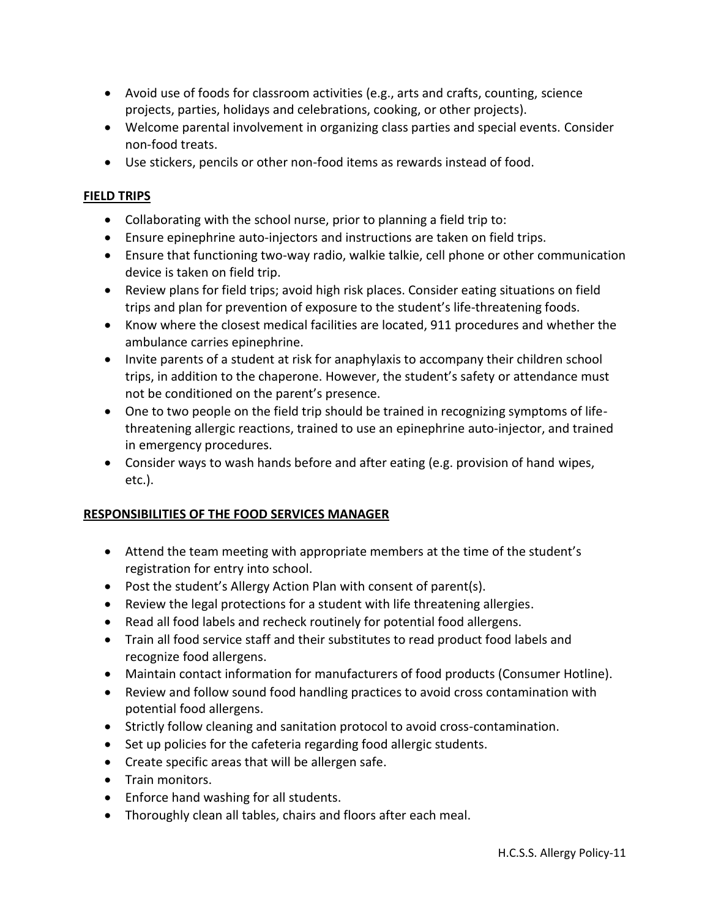- Avoid use of foods for classroom activities (e.g., arts and crafts, counting, science projects, parties, holidays and celebrations, cooking, or other projects).
- Welcome parental involvement in organizing class parties and special events. Consider non-food treats.
- Use stickers, pencils or other non-food items as rewards instead of food.

**FIELD TRIPS**

- Collaborating with the school nurse, prior to planning a field trip to:
- Ensure epinephrine auto-injectors and instructions are taken on field trips.
- Ensure that functioning two-way radio, walkie talkie, cell phone or other communication device is taken on field trip.
- Review plans for field trips; avoid high risk places. Consider eating situations on field trips and plan for prevention of exposure to the student's life-threatening foods.
- Know where the closest medical facilities are located, 911 procedures and whether the ambulance carries epinephrine.
- Invite parents of a student at risk for anaphylaxis to accompany their children school trips, in addition to the chaperone. However, the student's safety or attendance must not be conditioned on the parent's presence.
- One to two people on the field trip should be trained in recognizing symptoms of life-threatening allergic reactions, trained to use an epinephrine auto-injector, and trained in emergency procedures.
- Consider ways to wash hands before and after eating (e.g. provision of hand wipes, etc.).

**RESPONSIBILITIES OF THE FOOD SERVICES MANAGER**

- Attend the team meeting with appropriate members at the time of the student's registration for entry into school.
- Post the student's Allergy Action Plan with consent of parent(s).
- Review the legal protections for a student with life threatening allergies.
- Read all food labels and recheck routinely for potential food allergens.
- Train all food service staff and their substitutes to read product food labels and recognize food allergens.
- Maintain contact information for manufacturers of food products (Consumer Hotline).
- Review and follow sound food handling practices to avoid cross contamination with potential food allergens.
- Strictly follow cleaning and sanitation protocol to avoid cross-contamination.
- Set up policies for the cafeteria regarding food allergic students.
- Create specific areas that will be allergen safe.
- Train monitors.
- Enforce hand washing for all students.
- Thoroughly clean all tables, chairs and floors after each meal.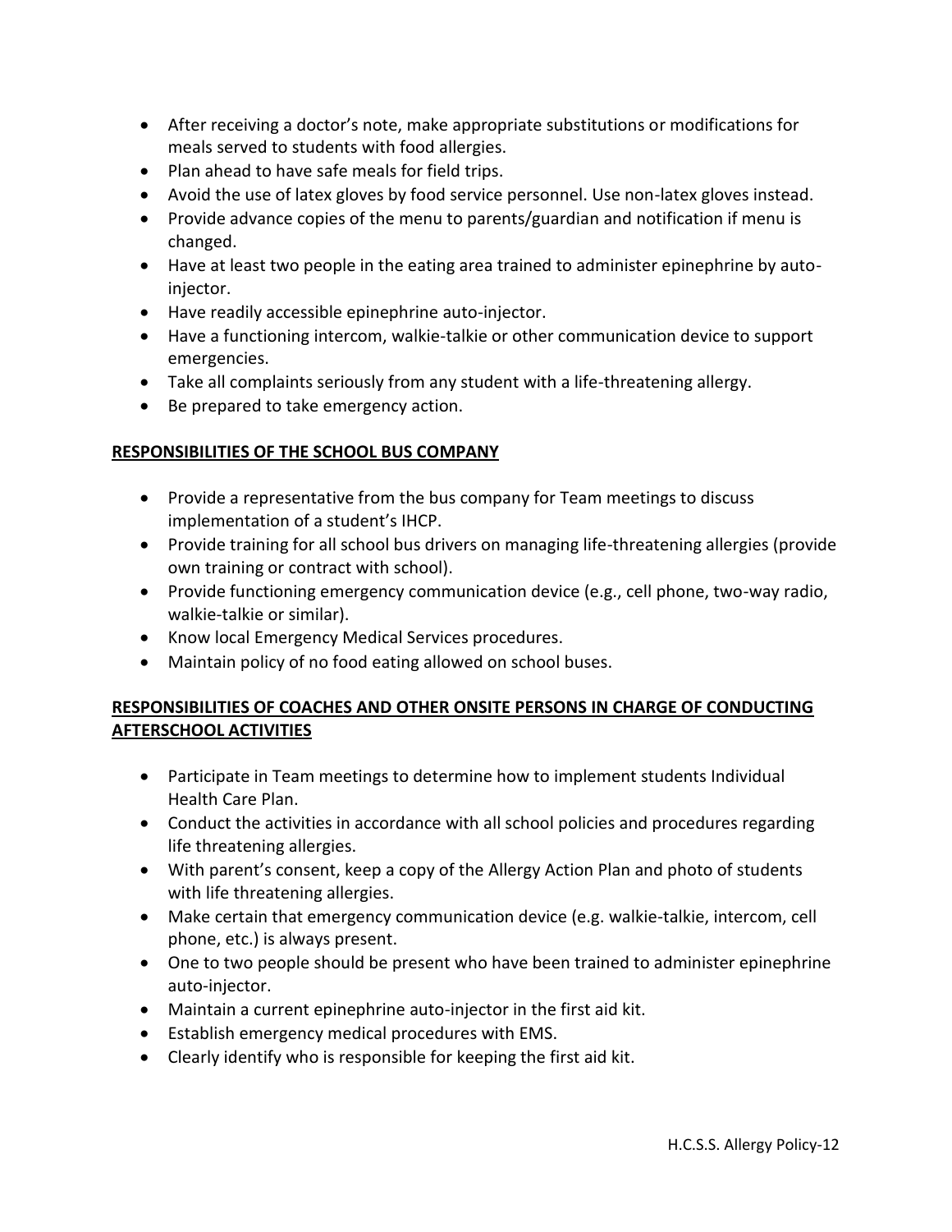- After receiving a doctor's note, make appropriate substitutions or modifications for meals served to students with food allergies.
- Plan ahead to have safe meals for field trips.
- Avoid the use of latex gloves by food service personnel. Use non-latex gloves instead.
- Provide advance copies of the menu to parents/guardian and notification if menu is changed.
- Have at least two people in the eating area trained to administer epinephrine by auto-injector.
- Have readily accessible epinephrine auto-injector.
- Have a functioning intercom, walkie-talkie or other communication device to support emergencies.
- Take all complaints seriously from any student with a life-threatening allergy.
- Be prepared to take emergency action.

## RESPONSIBILITIES OF THE SCHOOL BUS COMPANY

- Provide a representative from the bus company for Team meetings to discuss implementation of a student's IHCP.
- Provide training for all school bus drivers on managing life-threatening allergies (provide own training or contract with school).
- Provide functioning emergency communication device (e.g., cell phone, two-way radio, walkie-talkie or similar).
- Know local Emergency Medical Services procedures.
- Maintain policy of no food eating allowed on school buses.

## RESPONSIBILITIES OF COACHES AND OTHER ONSITE PERSONS IN CHARGE OF CONDUCTING AFTERSCHOOL ACTIVITIES

- Participate in Team meetings to determine how to implement students Individual Health Care Plan.
- Conduct the activities in accordance with all school policies and procedures regarding life threatening allergies.
- With parent's consent, keep a copy of the Allergy Action Plan and photo of students with life threatening allergies.
- Make certain that emergency communication device (e.g. walkie-talkie, intercom, cell phone, etc.) is always present.
- One to two people should be present who have been trained to administer epinephrine auto-injector.
- Maintain a current epinephrine auto-injector in the first aid kit.
- Establish emergency medical procedures with EMS.
- Clearly identify who is responsible for keeping the first aid kit.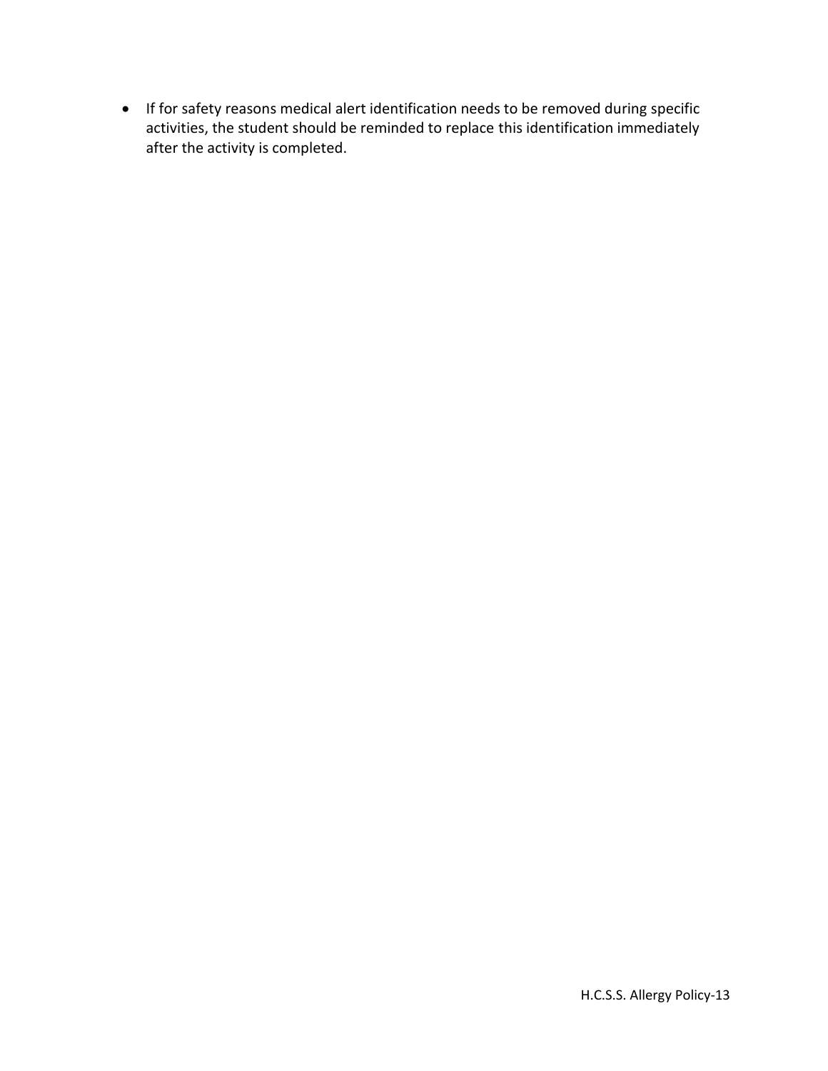- If for safety reasons medical alert identification needs to be removed during specific activities, the student should be reminded to replace this identification immediately after the activity is completed.